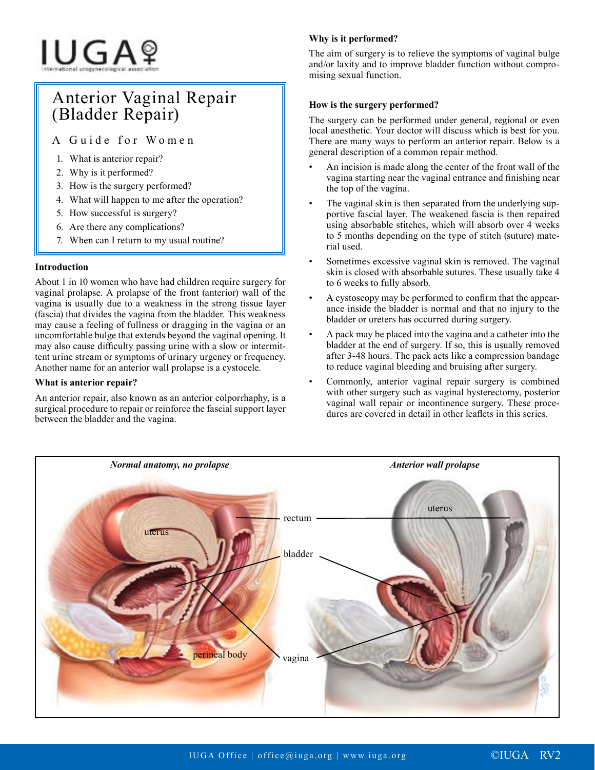IUGA

International Urogynecological Association

# Anterior Vaginal Repair (Bladder Repair)

## A Guide for Women

1. What is anterior repair?
2. Why is it performed?
3. How is the surgery performed?
4. What will happen to me after the operation?
5. How successful is surgery?
6. Are there any complications?
7. When can I return to my usual routine?

### Introduction

About 1 in 10 women who have had children require surgery for vaginal prolapse. A prolapse of the front (anterior) wall of the vagina is usually due to a weakness in the strong tissue layer (fascia) that divides the vagina from the bladder. This weakness may cause a feeling of fullness or dragging in the vagina or an uncomfortable bulge that extends beyond the vaginal opening. It may also cause difficulty passing urine with a slow or intermittent urine stream or symptoms of urinary urgency or frequency. Another name for an anterior wall prolapse is a cystocele.

### What is anterior repair?

An anterior repair, also known as an anterior colporrhaphy, is a surgical procedure to repair or reinforce the fascial support layer between the bladder and the vagina.

### Why is it performed?

The aim of surgery is to relieve the symptoms of vaginal bulge and/or laxity and to improve bladder function without compromising sexual function.

### How is the surgery performed?

The surgery can be performed under general, regional or even local anesthetic. Your doctor will discuss which is best for you. There are many ways to perform an anterior repair. Below is a general description of a common repair method.

- An incision is made along the center of the front wall of the vagina starting near the vaginal entrance and finishing near the top of the vagina.
- The vaginal skin is then separated from the underlying supportive fascial layer. The weakened fascia is then repaired using absorbable stitches, which will absorb over 4 weeks to 5 months depending on the type of stitch (suture) material used.
- Sometimes excessive vaginal skin is removed. The vaginal skin is closed with absorbable sutures. These usually take 4 to 6 weeks to fully absorb.
- A cystoscopy may be performed to confirm that the appearance inside the bladder is normal and that no injury to the bladder or ureters has occurred during surgery.
- A pack may be placed into the vagina and a catheter into the bladder at the end of surgery. If so, this is usually removed after 3-48 hours. The pack acts like a compression bandage to reduce vaginal bleeding and bruising after surgery.
- Commonly, anterior vaginal repair surgery is combined with other surgery such as vaginal hysterectomy, posterior vaginal wall repair or incontinence surgery. These procedures are covered in detail in other leaflets in this series.

*Normal anatomy, no prolapse* — *Anterior wall prolapse*

uterus, rectum, bladder, perineal body, vagina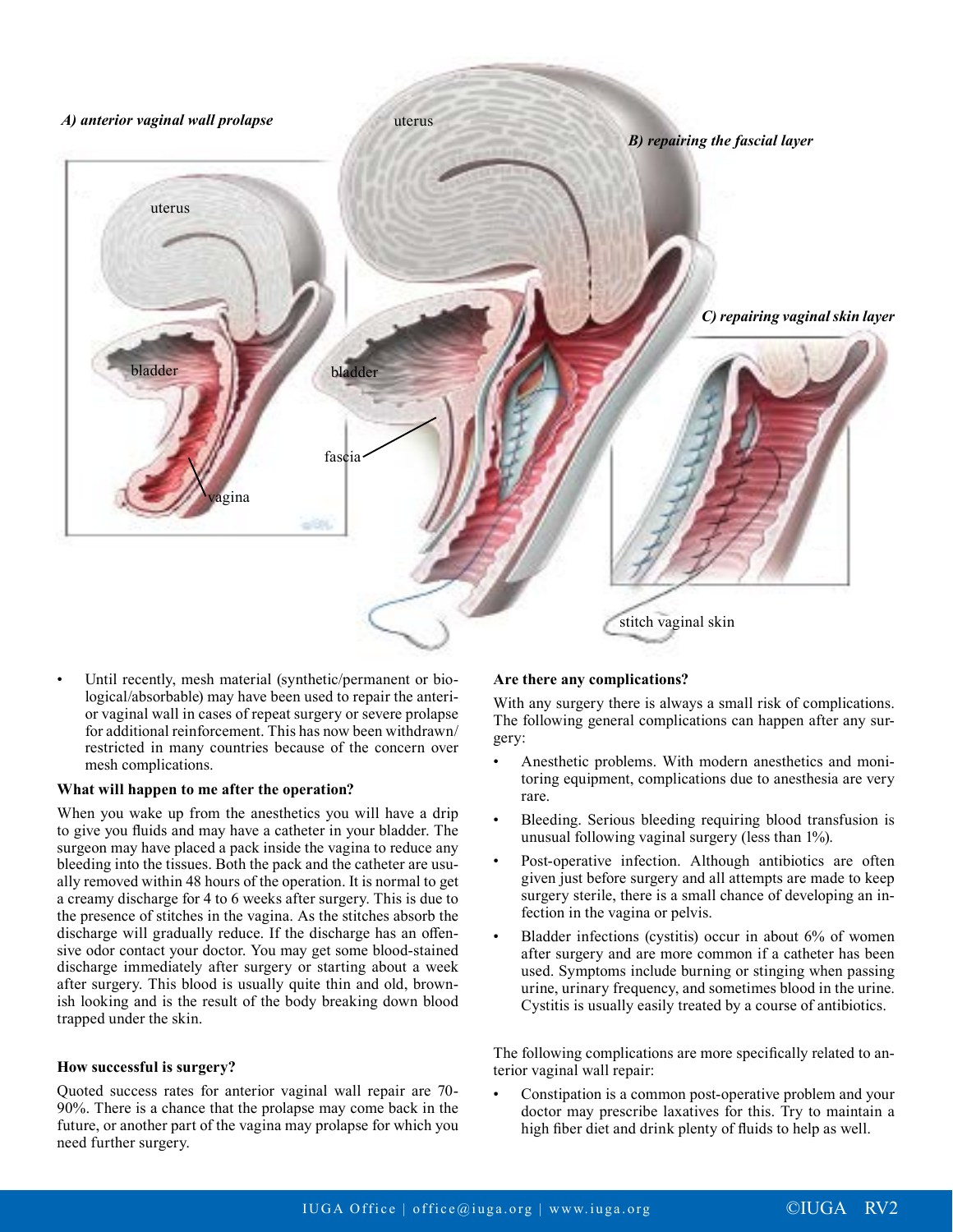- Until recently, mesh material (synthetic/permanent or biological/absorbable) may have been used to repair the anterior vaginal wall in cases of repeat surgery or severe prolapse for additional reinforcement. This has now been withdrawn/restricted in many countries because of the concern over mesh complications.

**What will happen to me after the operation?**

When you wake up from the anesthetics you will have a drip to give you fluids and may have a catheter in your bladder. The surgeon may have placed a pack inside the vagina to reduce any bleeding into the tissues. Both the pack and the catheter are usually removed within 48 hours of the operation. It is normal to get a creamy discharge for 4 to 6 weeks after surgery. This is due to the presence of stitches in the vagina. As the stitches absorb the discharge will gradually reduce. If the discharge has an offensive odor contact your doctor. You may get some blood-stained discharge immediately after surgery or starting about a week after surgery. This blood is usually quite thin and old, brownish looking and is the result of the body breaking down blood trapped under the skin.

**How successful is surgery?**

Quoted success rates for anterior vaginal wall repair are 70-90%. There is a chance that the prolapse may come back in the future, or another part of the vagina may prolapse for which you need further surgery.

**Are there any complications?**

With any surgery there is always a small risk of complications. The following general complications can happen after any surgery:

- Anesthetic problems. With modern anesthetics and monitoring equipment, complications due to anesthesia are very rare.
- Bleeding. Serious bleeding requiring blood transfusion is unusual following vaginal surgery (less than 1%).
- Post-operative infection. Although antibiotics are often given just before surgery and all attempts are made to keep surgery sterile, there is a small chance of developing an infection in the vagina or pelvis.
- Bladder infections (cystitis) occur in about 6% of women after surgery and are more common if a catheter has been used. Symptoms include burning or stinging when passing urine, urinary frequency, and sometimes blood in the urine. Cystitis is usually easily treated by a course of antibiotics.

The following complications are more specifically related to anterior vaginal wall repair:

- Constipation is a common post-operative problem and your doctor may prescribe laxatives for this. Try to maintain a high fiber diet and drink plenty of fluids to help as well.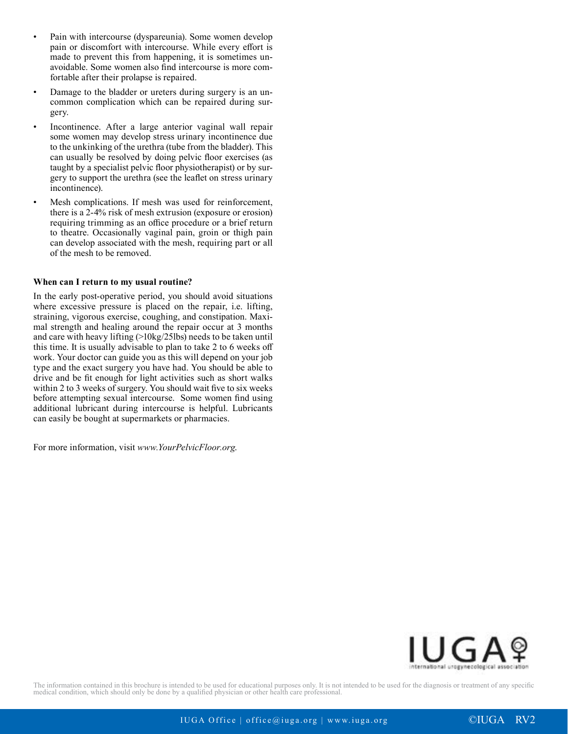- Pain with intercourse (dyspareunia). Some women develop pain or discomfort with intercourse. While every effort is made to prevent this from happening, it is sometimes unavoidable. Some women also find intercourse is more comfortable after their prolapse is repaired.
- Damage to the bladder or ureters during surgery is an uncommon complication which can be repaired during surgery.
- Incontinence. After a large anterior vaginal wall repair some women may develop stress urinary incontinence due to the unkinking of the urethra (tube from the bladder). This can usually be resolved by doing pelvic floor exercises (as taught by a specialist pelvic floor physiotherapist) or by surgery to support the urethra (see the leaflet on stress urinary incontinence).
- Mesh complications. If mesh was used for reinforcement, there is a 2-4% risk of mesh extrusion (exposure or erosion) requiring trimming as an office procedure or a brief return to theatre. Occasionally vaginal pain, groin or thigh pain can develop associated with the mesh, requiring part or all of the mesh to be removed.

**When can I return to my usual routine?**

In the early post-operative period, you should avoid situations where excessive pressure is placed on the repair, i.e. lifting, straining, vigorous exercise, coughing, and constipation. Maximal strength and healing around the repair occur at 3 months and care with heavy lifting (>10kg/25lbs) needs to be taken until this time. It is usually advisable to plan to take 2 to 6 weeks off work. Your doctor can guide you as this will depend on your job type and the exact surgery you have had. You should be able to drive and be fit enough for light activities such as short walks within 2 to 3 weeks of surgery. You should wait five to six weeks before attempting sexual intercourse. Some women find using additional lubricant during intercourse is helpful. Lubricants can easily be bought at supermarkets or pharmacies.

For more information, visit *www.YourPelvicFloor.org.*

IUGA international urogynecological association

The information contained in this brochure is intended to be used for educational purposes only. It is not intended to be used for the diagnosis or treatment of any specific medical condition, which should only be done by a qualified physician or other health care professional.

IUGA Office | office@iuga.org | www.iuga.org ©IUGA RV2